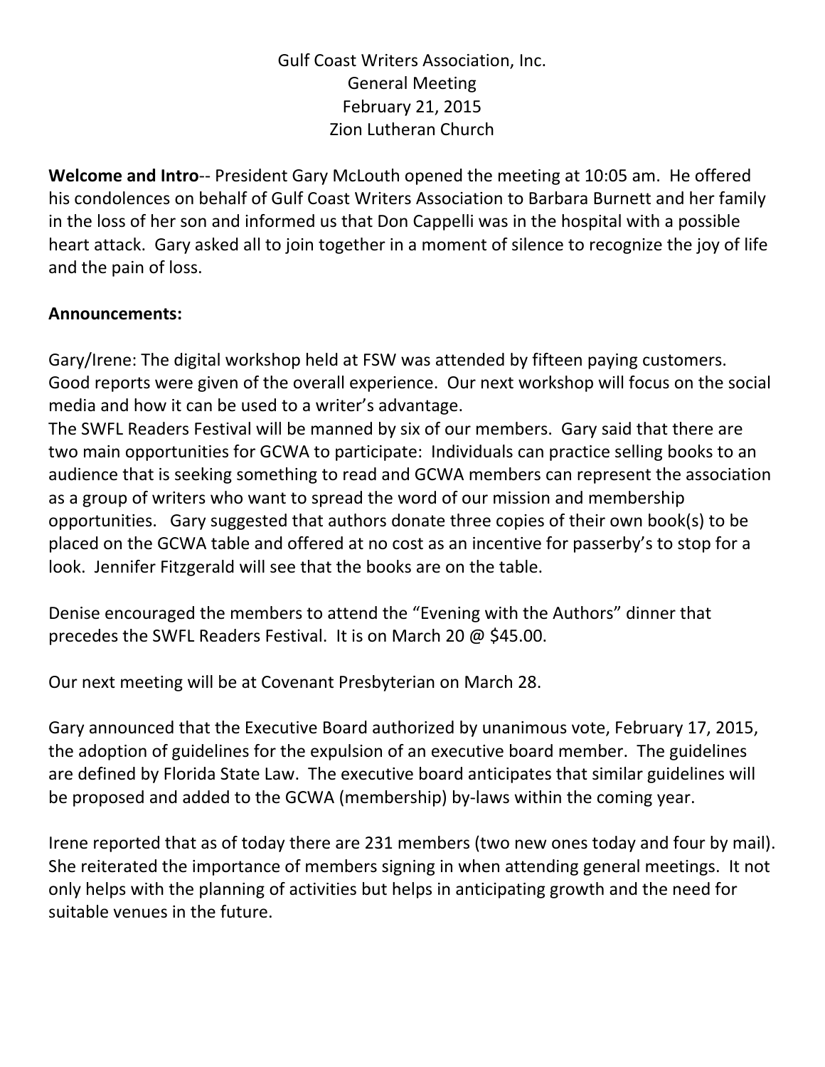# Gulf Coast Writers Association, Inc.
## General Meeting
## February 21, 2015
## Zion Lutheran Church

**Welcome and Intro**-- President Gary McLouth opened the meeting at 10:05 am. He offered his condolences on behalf of Gulf Coast Writers Association to Barbara Burnett and her family in the loss of her son and informed us that Don Cappelli was in the hospital with a possible heart attack. Gary asked all to join together in a moment of silence to recognize the joy of life and the pain of loss.

**Announcements:**

Gary/Irene: The digital workshop held at FSW was attended by fifteen paying customers. Good reports were given of the overall experience. Our next workshop will focus on the social media and how it can be used to a writer's advantage.
The SWFL Readers Festival will be manned by six of our members. Gary said that there are two main opportunities for GCWA to participate: Individuals can practice selling books to an audience that is seeking something to read and GCWA members can represent the association as a group of writers who want to spread the word of our mission and membership opportunities. Gary suggested that authors donate three copies of their own book(s) to be placed on the GCWA table and offered at no cost as an incentive for passerby's to stop for a look. Jennifer Fitzgerald will see that the books are on the table.

Denise encouraged the members to attend the "Evening with the Authors" dinner that precedes the SWFL Readers Festival. It is on March 20 @ $45.00.

Our next meeting will be at Covenant Presbyterian on March 28.

Gary announced that the Executive Board authorized by unanimous vote, February 17, 2015, the adoption of guidelines for the expulsion of an executive board member. The guidelines are defined by Florida State Law. The executive board anticipates that similar guidelines will be proposed and added to the GCWA (membership) by-laws within the coming year.

Irene reported that as of today there are 231 members (two new ones today and four by mail). She reiterated the importance of members signing in when attending general meetings. It not only helps with the planning of activities but helps in anticipating growth and the need for suitable venues in the future.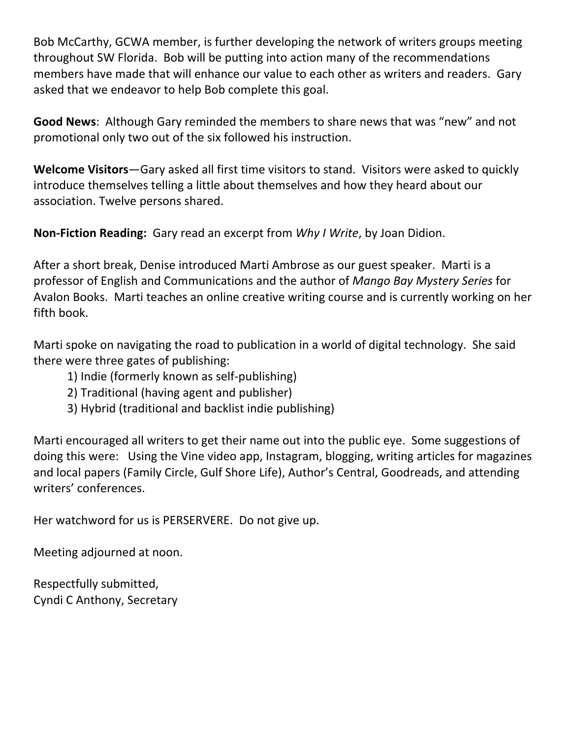Bob McCarthy, GCWA member, is further developing the network of writers groups meeting throughout SW Florida. Bob will be putting into action many of the recommendations members have made that will enhance our value to each other as writers and readers. Gary asked that we endeavor to help Bob complete this goal.

**Good News**: Although Gary reminded the members to share news that was "new" and not promotional only two out of the six followed his instruction.

**Welcome Visitors**—Gary asked all first time visitors to stand. Visitors were asked to quickly introduce themselves telling a little about themselves and how they heard about our association. Twelve persons shared.

**Non-Fiction Reading:** Gary read an excerpt from *Why I Write*, by Joan Didion.

After a short break, Denise introduced Marti Ambrose as our guest speaker. Marti is a professor of English and Communications and the author of *Mango Bay Mystery Series* for Avalon Books. Marti teaches an online creative writing course and is currently working on her fifth book.

Marti spoke on navigating the road to publication in a world of digital technology. She said there were three gates of publishing:

1) Indie (formerly known as self-publishing)
2) Traditional (having agent and publisher)
3) Hybrid (traditional and backlist indie publishing)

Marti encouraged all writers to get their name out into the public eye. Some suggestions of doing this were: Using the Vine video app, Instagram, blogging, writing articles for magazines and local papers (Family Circle, Gulf Shore Life), Author's Central, Goodreads, and attending writers' conferences.

Her watchword for us is PERSERVERE. Do not give up.

Meeting adjourned at noon.

Respectfully submitted,
Cyndi C Anthony, Secretary